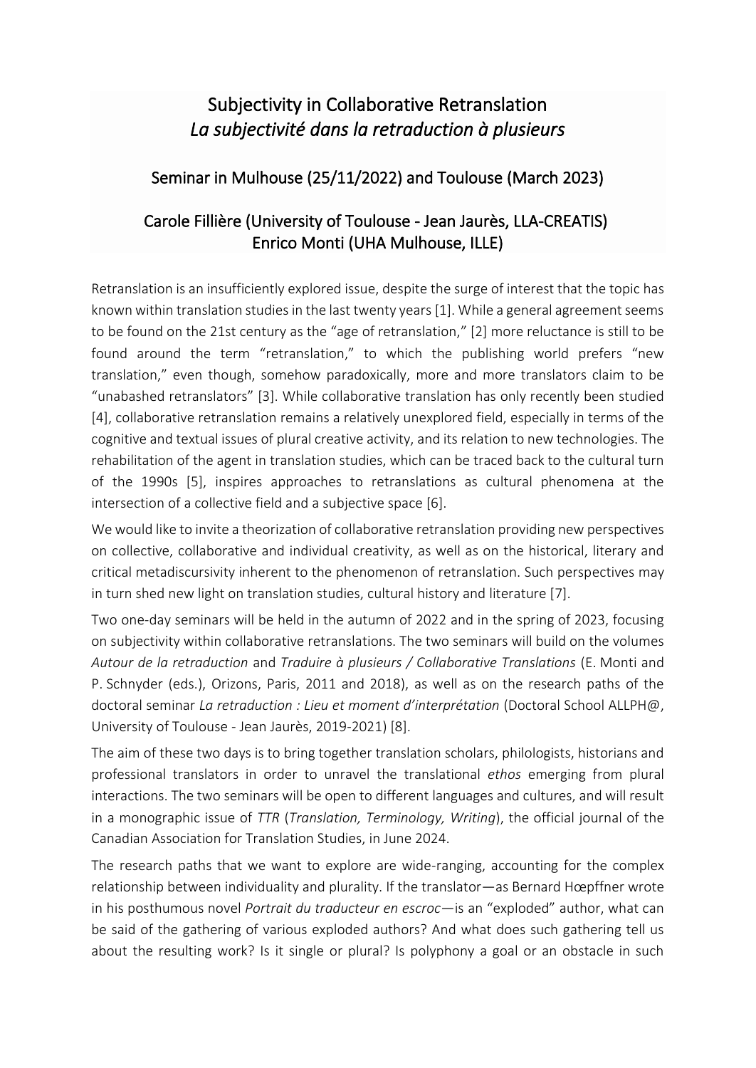# Subjectivity in Collaborative Retranslation
# *La subjectivité dans la retraduction à plusieurs*

## Seminar in Mulhouse (25/11/2022) and Toulouse (March 2023)

## Carole Fillière (University of Toulouse - Jean Jaurès, LLA-CREATIS)
## Enrico Monti (UHA Mulhouse, ILLE)

Retranslation is an insufficiently explored issue, despite the surge of interest that the topic has known within translation studies in the last twenty years [1]. While a general agreement seems to be found on the 21st century as the "age of retranslation," [2] more reluctance is still to be found around the term "retranslation," to which the publishing world prefers "new translation," even though, somehow paradoxically, more and more translators claim to be "unabashed retranslators" [3]. While collaborative translation has only recently been studied [4], collaborative retranslation remains a relatively unexplored field, especially in terms of the cognitive and textual issues of plural creative activity, and its relation to new technologies. The rehabilitation of the agent in translation studies, which can be traced back to the cultural turn of the 1990s [5], inspires approaches to retranslations as cultural phenomena at the intersection of a collective field and a subjective space [6].

We would like to invite a theorization of collaborative retranslation providing new perspectives on collective, collaborative and individual creativity, as well as on the historical, literary and critical metadiscursivity inherent to the phenomenon of retranslation. Such perspectives may in turn shed new light on translation studies, cultural history and literature [7].

Two one-day seminars will be held in the autumn of 2022 and in the spring of 2023, focusing on subjectivity within collaborative retranslations. The two seminars will build on the volumes *Autour de la retraduction* and *Traduire à plusieurs / Collaborative Translations* (E. Monti and P. Schnyder (eds.), Orizons, Paris, 2011 and 2018), as well as on the research paths of the doctoral seminar *La retraduction : Lieu et moment d'interprétation* (Doctoral School ALLPH@, University of Toulouse - Jean Jaurès, 2019-2021) [8].

The aim of these two days is to bring together translation scholars, philologists, historians and professional translators in order to unravel the translational *ethos* emerging from plural interactions. The two seminars will be open to different languages and cultures, and will result in a monographic issue of *TTR* (*Translation, Terminology, Writing*), the official journal of the Canadian Association for Translation Studies, in June 2024.

The research paths that we want to explore are wide-ranging, accounting for the complex relationship between individuality and plurality. If the translator—as Bernard Hœpffner wrote in his posthumous novel *Portrait du traducteur en escroc*—is an "exploded" author, what can be said of the gathering of various exploded authors? And what does such gathering tell us about the resulting work? Is it single or plural? Is polyphony a goal or an obstacle in such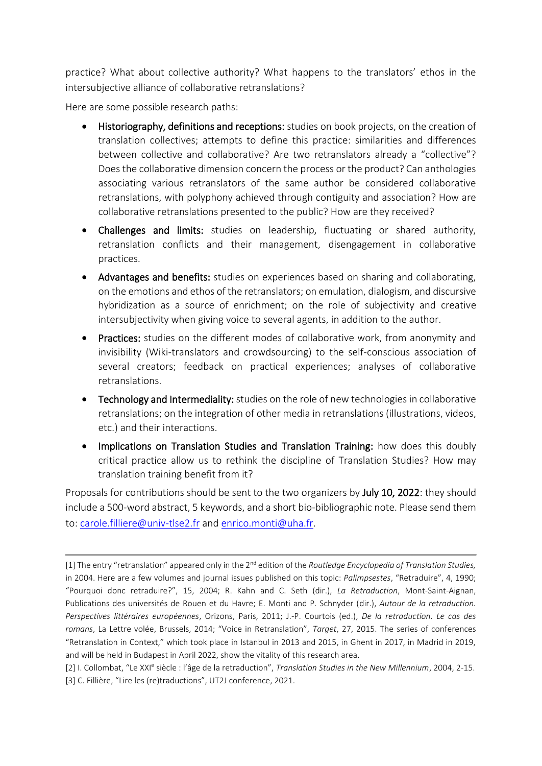practice? What about collective authority? What happens to the translators' ethos in the intersubjective alliance of collaborative retranslations?

Here are some possible research paths:

- **Historiography, definitions and receptions:** studies on book projects, on the creation of translation collectives; attempts to define this practice: similarities and differences between collective and collaborative? Are two retranslators already a "collective"? Does the collaborative dimension concern the process or the product? Can anthologies associating various retranslators of the same author be considered collaborative retranslations, with polyphony achieved through contiguity and association? How are collaborative retranslations presented to the public? How are they received?
- **Challenges and limits:** studies on leadership, fluctuating or shared authority, retranslation conflicts and their management, disengagement in collaborative practices.
- **Advantages and benefits:** studies on experiences based on sharing and collaborating, on the emotions and ethos of the retranslators; on emulation, dialogism, and discursive hybridization as a source of enrichment; on the role of subjectivity and creative intersubjectivity when giving voice to several agents, in addition to the author.
- **Practices:** studies on the different modes of collaborative work, from anonymity and invisibility (Wiki-translators and crowdsourcing) to the self-conscious association of several creators; feedback on practical experiences; analyses of collaborative retranslations.
- **Technology and Intermediality:** studies on the role of new technologies in collaborative retranslations; on the integration of other media in retranslations (illustrations, videos, etc.) and their interactions.
- **Implications on Translation Studies and Translation Training:** how does this doubly critical practice allow us to rethink the discipline of Translation Studies? How may translation training benefit from it?

Proposals for contributions should be sent to the two organizers by **July 10, 2022**: they should include a 500-word abstract, 5 keywords, and a short bio-bibliographic note. Please send them to: carole.filliere@univ-tlse2.fr and enrico.monti@uha.fr.

---

[1] The entry "retranslation" appeared only in the 2nd edition of the *Routledge Encyclopedia of Translation Studies,* in 2004. Here are a few volumes and journal issues published on this topic: *Palimpsestes*, "Retraduire", 4, 1990; "Pourquoi donc retraduire?", 15, 2004; R. Kahn and C. Seth (dir.), *La Retraduction*, Mont-Saint-Aignan, Publications des universités de Rouen et du Havre; E. Monti and P. Schnyder (dir.), *Autour de la retraduction. Perspectives littéraires européennes*, Orizons, Paris, 2011; J.-P. Courtois (ed.), *De la retraduction. Le cas des romans*, La Lettre volée, Brussels, 2014; "Voice in Retranslation", *Target*, 27, 2015. The series of conferences "Retranslation in Context," which took place in Istanbul in 2013 and 2015, in Ghent in 2017, in Madrid in 2019, and will be held in Budapest in April 2022, show the vitality of this research area.

[2] I. Collombat, "Le XXIe siècle : l'âge de la retraduction", *Translation Studies in the New Millennium*, 2004, 2-15.

[3] C. Fillière, "Lire les (re)traductions", UT2J conference, 2021.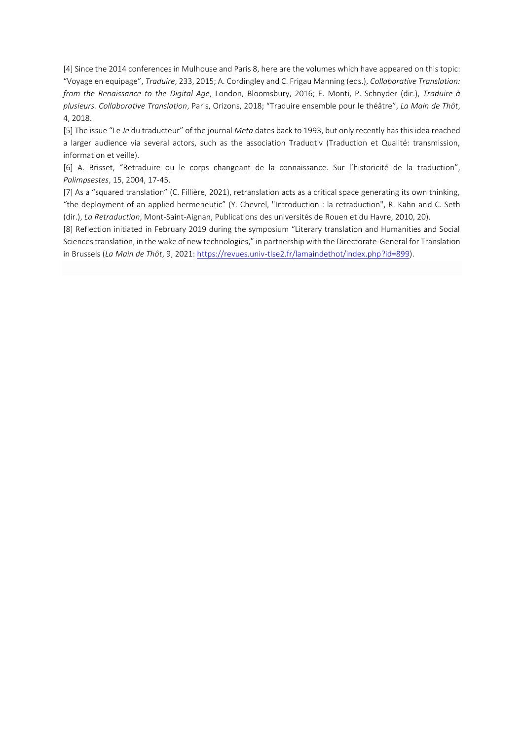[4] Since the 2014 conferences in Mulhouse and Paris 8, here are the volumes which have appeared on this topic: “Voyage en equipage”, *Traduire*, 233, 2015; A. Cordingley and C. Frigau Manning (eds.), *Collaborative Translation: from the Renaissance to the Digital Age*, London, Bloomsbury, 2016; E. Monti, P. Schnyder (dir.), *Traduire à plusieurs. Collaborative Translation*, Paris, Orizons, 2018; “Traduire ensemble pour le théâtre”, *La Main de Thôt*, 4, 2018.

[5] The issue “Le *Je* du traducteur” of the journal *Meta* dates back to 1993, but only recently has this idea reached a larger audience via several actors, such as the association Traduqtiv (Traduction et Qualité: transmission, information et veille).

[6] A. Brisset, “Retraduire ou le corps changeant de la connaissance. Sur l’historicité de la traduction”, *Palimpsestes*, 15, 2004, 17-45.

[7] As a “squared translation” (C. Fillière, 2021), retranslation acts as a critical space generating its own thinking, “the deployment of an applied hermeneutic” (Y. Chevrel, "Introduction : la retraduction", R. Kahn and C. Seth (dir.), *La Retraduction*, Mont-Saint-Aignan, Publications des universités de Rouen et du Havre, 2010, 20).

[8] Reflection initiated in February 2019 during the symposium “Literary translation and Humanities and Social Sciences translation, in the wake of new technologies,” in partnership with the Directorate-General for Translation in Brussels (*La Main de Thôt*, 9, 2021: https://revues.univ-tlse2.fr/lamaindethot/index.php?id=899).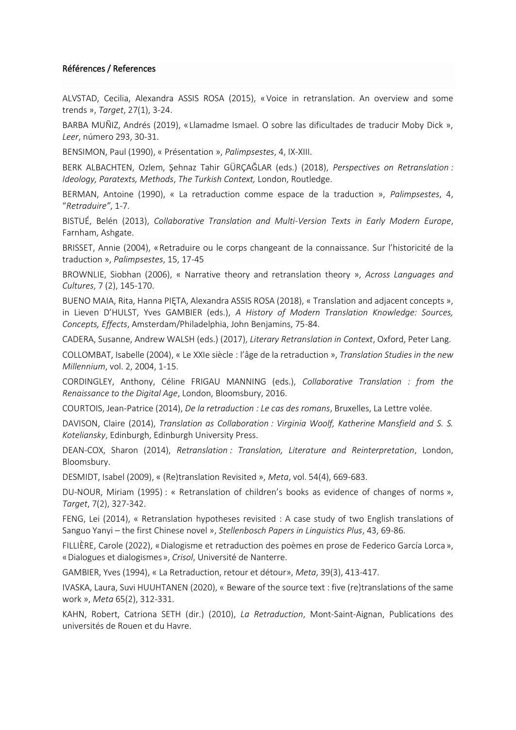## Références / References

ALVSTAD, Cecilia, Alexandra ASSIS ROSA (2015), « Voice in retranslation. An overview and some trends », *Target*, 27(1), 3-24.

BARBA MUÑIZ, Andrés (2019), « Llamadme Ismael. O sobre las dificultades de traducir Moby Dick », *Leer*, número 293, 30-31.

BENSIMON, Paul (1990), « Présentation », *Palimpsestes*, 4, IX-XIII.

BERK ALBACHTEN, Ozlem, Şehnaz Tahir GÜRÇAĞLAR (eds.) (2018), *Perspectives on Retranslation : Ideology, Paratexts, Methods*, *The Turkish Context,* London, Routledge.

BERMAN, Antoine (1990), « La retraduction comme espace de la traduction », *Palimpsestes*, 4, "*Retraduire"*, 1-7.

BISTUÉ, Belén (2013), *Collaborative Translation and Multi-Version Texts in Early Modern Europe*, Farnham, Ashgate.

BRISSET, Annie (2004), « Retraduire ou le corps changeant de la connaissance. Sur l'historicité de la traduction », *Palimpsestes*, 15, 17-45

BROWNLIE, Siobhan (2006), « Narrative theory and retranslation theory », *Across Languages and Cultures*, 7 (2), 145-170.

BUENO MAIA, Rita, Hanna PIĘTA, Alexandra ASSIS ROSA (2018), « Translation and adjacent concepts », in Lieven D'HULST, Yves GAMBIER (eds.), *A History of Modern Translation Knowledge: Sources, Concepts, Effects*, Amsterdam/Philadelphia, John Benjamins, 75-84.

CADERA, Susanne, Andrew WALSH (eds.) (2017), *Literary Retranslation in Context*, Oxford, Peter Lang.

COLLOMBAT, Isabelle (2004), « Le XXIe siècle : l'âge de la retraduction », *Translation Studies in the new Millennium*, vol. 2, 2004, 1-15.

CORDINGLEY, Anthony, Céline FRIGAU MANNING (eds.), *Collaborative Translation : from the Renaissance to the Digital Age*, London, Bloomsbury, 2016.

COURTOIS, Jean-Patrice (2014), *De la retraduction : Le cas des romans*, Bruxelles, La Lettre volée.

DAVISON, Claire (2014), *Translation as Collaboration : Virginia Woolf, Katherine Mansfield and S. S. Koteliansky*, Edinburgh, Edinburgh University Press.

DEAN-COX, Sharon (2014), *Retranslation : Translation, Literature and Reinterpretation*, London, Bloomsbury.

DESMIDT, Isabel (2009), « (Re)translation Revisited », *Meta*, vol. 54(4), 669-683.

DU-NOUR, Miriam (1995) : « Retranslation of children's books as evidence of changes of norms », *Target*, 7(2), 327-342.

FENG, Lei (2014), « Retranslation hypotheses revisited : A case study of two English translations of Sanguo Yanyi – the first Chinese novel », *Stellenbosch Papers in Linguistics Plus*, 43, 69-86.

FILLIÈRE, Carole (2022), « Dialogisme et retraduction des poèmes en prose de Federico García Lorca », « Dialogues et dialogismes », *Crisol*, Université de Nanterre.

GAMBIER, Yves (1994), « La Retraduction, retour et détour», *Meta*, 39(3), 413-417.

IVASKA, Laura, Suvi HUUHTANEN (2020), « Beware of the source text : five (re)translations of the same work », *Meta* 65(2), 312-331.

KAHN, Robert, Catriona SETH (dir.) (2010), *La Retraduction*, Mont-Saint-Aignan, Publications des universités de Rouen et du Havre.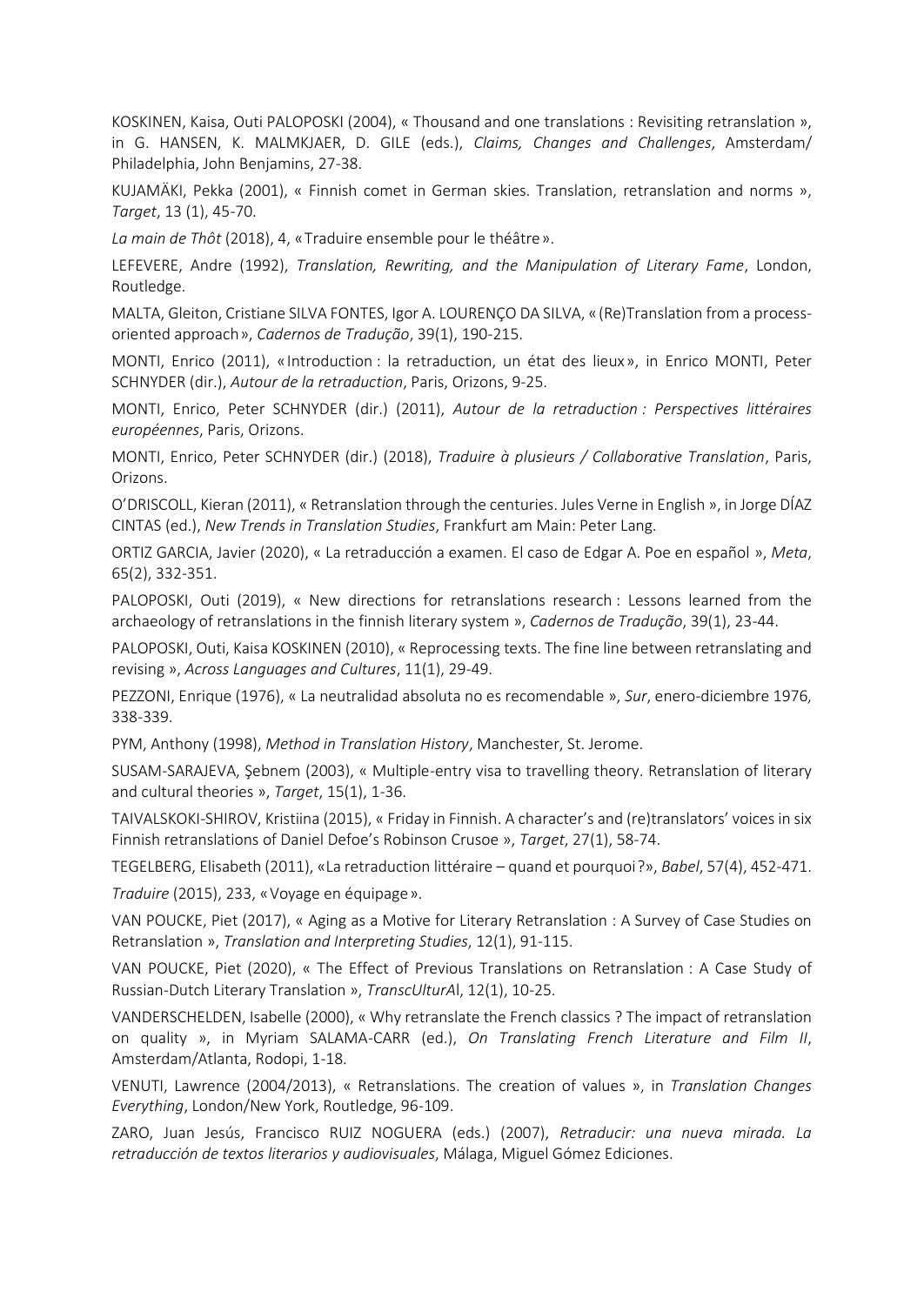KOSKINEN, Kaisa, Outi PALOPOSKI (2004), « Thousand and one translations : Revisiting retranslation », in G. HANSEN, K. MALMKJAER, D. GILE (eds.), *Claims, Changes and Challenges*, Amsterdam/ Philadelphia, John Benjamins, 27-38.

KUJAMÄKI, Pekka (2001), « Finnish comet in German skies. Translation, retranslation and norms », *Target*, 13 (1), 45-70.

*La main de Thôt* (2018), 4, « Traduire ensemble pour le théâtre ».

LEFEVERE, Andre (1992), *Translation, Rewriting, and the Manipulation of Literary Fame*, London, Routledge.

MALTA, Gleiton, Cristiane SILVA FONTES, Igor A. LOURENÇO DA SILVA, « (Re)Translation from a process-oriented approach », *Cadernos de Tradução*, 39(1), 190-215.

MONTI, Enrico (2011), « Introduction : la retraduction, un état des lieux », in Enrico MONTI, Peter SCHNYDER (dir.), *Autour de la retraduction*, Paris, Orizons, 9-25.

MONTI, Enrico, Peter SCHNYDER (dir.) (2011), *Autour de la retraduction : Perspectives littéraires européennes*, Paris, Orizons.

MONTI, Enrico, Peter SCHNYDER (dir.) (2018), *Traduire à plusieurs / Collaborative Translation*, Paris, Orizons.

O'DRISCOLL, Kieran (2011), « Retranslation through the centuries. Jules Verne in English », in Jorge DÍAZ CINTAS (ed.), *New Trends in Translation Studies*, Frankfurt am Main: Peter Lang.

ORTIZ GARCIA, Javier (2020), « La retraducción a examen. El caso de Edgar A. Poe en español », *Meta*, 65(2), 332-351.

PALOPOSKI, Outi (2019), « New directions for retranslations research : Lessons learned from the archaeology of retranslations in the finnish literary system », *Cadernos de Tradução*, 39(1), 23-44.

PALOPOSKI, Outi, Kaisa KOSKINEN (2010), « Reprocessing texts. The fine line between retranslating and revising », *Across Languages and Cultures*, 11(1), 29-49.

PEZZONI, Enrique (1976), « La neutralidad absoluta no es recomendable », *Sur*, enero-diciembre 1976, 338-339.

PYM, Anthony (1998), *Method in Translation History*, Manchester, St. Jerome.

SUSAM-SARAJEVA, Şebnem (2003), « Multiple-entry visa to travelling theory. Retranslation of literary and cultural theories », *Target*, 15(1), 1-36.

TAIVALSKOKI-SHIROV, Kristiina (2015), « Friday in Finnish. A character's and (re)translators' voices in six Finnish retranslations of Daniel Defoe's Robinson Crusoe », *Target*, 27(1), 58-74.

TEGELBERG, Elisabeth (2011), « La retraduction littéraire – quand et pourquoi ? », *Babel*, 57(4), 452-471.

*Traduire* (2015), 233, « Voyage en équipage ».

VAN POUCKE, Piet (2017), « Aging as a Motive for Literary Retranslation : A Survey of Case Studies on Retranslation », *Translation and Interpreting Studies*, 12(1), 91-115.

VAN POUCKE, Piet (2020), « The Effect of Previous Translations on Retranslation : A Case Study of Russian-Dutch Literary Translation », *TranscUlturAl*, 12(1), 10-25.

VANDERSCHELDEN, Isabelle (2000), « Why retranslate the French classics ? The impact of retranslation on quality », in Myriam SALAMA-CARR (ed.), *On Translating French Literature and Film II*, Amsterdam/Atlanta, Rodopi, 1-18.

VENUTI, Lawrence (2004/2013), « Retranslations. The creation of values », in *Translation Changes Everything*, London/New York, Routledge, 96-109.

ZARO, Juan Jesús, Francisco RUIZ NOGUERA (eds.) (2007), *Retraducir: una nueva mirada. La retraducción de textos literarios y audiovisuales*, Málaga, Miguel Gómez Ediciones.